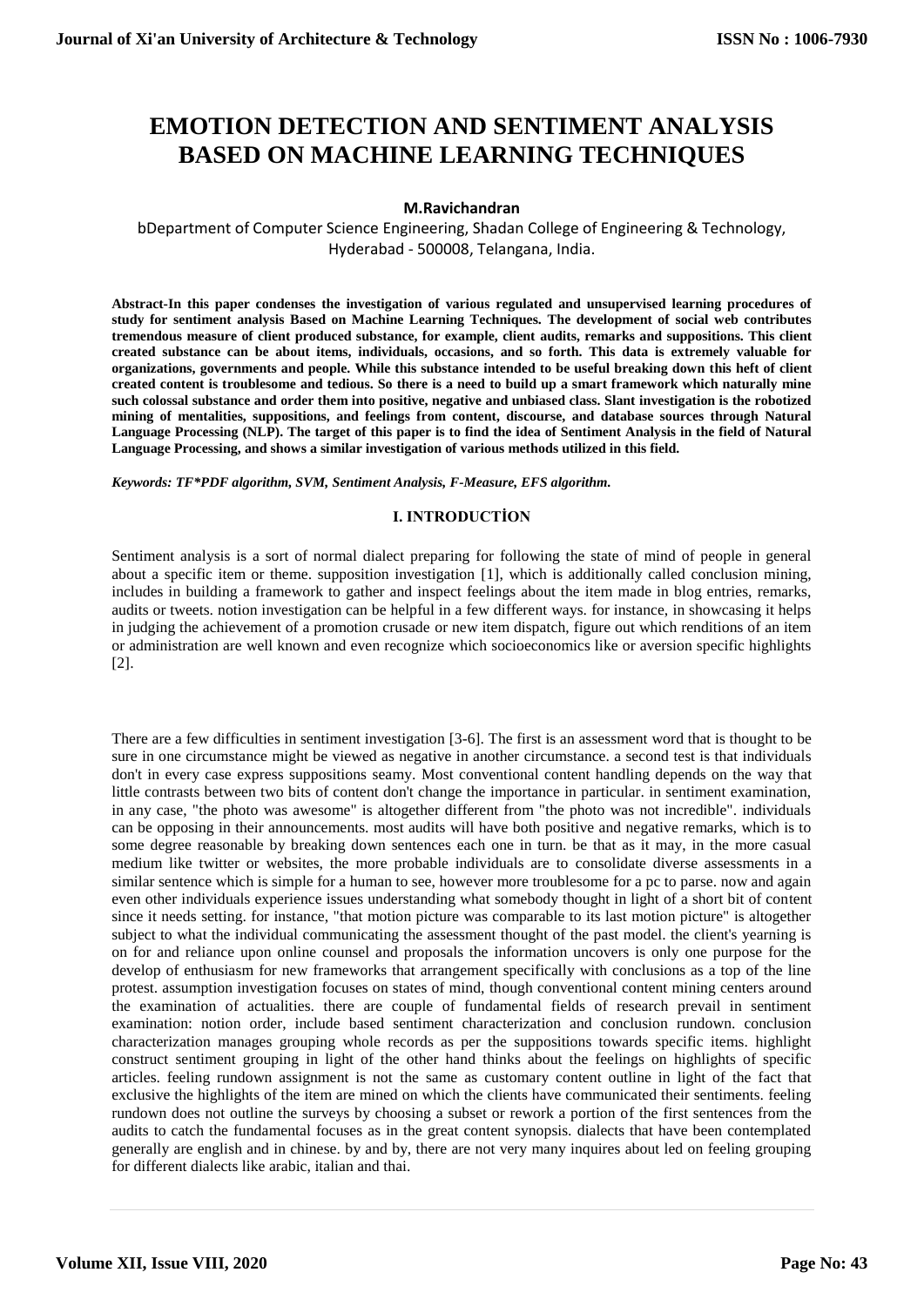# EMOTION DETECTION AND SENTIMENT ANALYSIS BASED ON MACHINE LEARNING TECHNIQUES

**M.Ravichandran**

bDepartment of Computer Science Engineering, Shadan College of Engineering & Technology, Hyderabad - 500008, Telangana, India.

**Abstract-In this paper condenses the investigation of various regulated and unsupervised learning procedures of study for sentiment analysis Based on Machine Learning Techniques. The development of social web contributes tremendous measure of client produced substance, for example, client audits, remarks and suppositions. This client created substance can be about items, individuals, occasions, and so forth. This data is extremely valuable for organizations, governments and people. While this substance intended to be useful breaking down this heft of client created content is troublesome and tedious. So there is a need to build up a smart framework which naturally mine such colossal substance and order them into positive, negative and unbiased class. Slant investigation is the robotized mining of mentalities, suppositions, and feelings from content, discourse, and database sources through Natural Language Processing (NLP). The target of this paper is to find the idea of Sentiment Analysis in the field of Natural Language Processing, and shows a similar investigation of various methods utilized in this field.**

***Keywords: TF*PDF algorithm, SVM, Sentiment Analysis, F-Measure, EFS algorithm.***

## I. INTRODUCTİON

Sentiment analysis is a sort of normal dialect preparing for following the state of mind of people in general about a specific item or theme. supposition investigation [1], which is additionally called conclusion mining, includes in building a framework to gather and inspect feelings about the item made in blog entries, remarks, audits or tweets. notion investigation can be helpful in a few different ways. for instance, in showcasing it helps in judging the achievement of a promotion crusade or new item dispatch, figure out which renditions of an item or administration are well known and even recognize which socioeconomics like or aversion specific highlights [2].

There are a few difficulties in sentiment investigation [3-6]. The first is an assessment word that is thought to be sure in one circumstance might be viewed as negative in another circumstance. a second test is that individuals don't in every case express suppositions seamy. Most conventional content handling depends on the way that little contrasts between two bits of content don't change the importance in particular. in sentiment examination, in any case, "the photo was awesome" is altogether different from "the photo was not incredible". individuals can be opposing in their announcements. most audits will have both positive and negative remarks, which is to some degree reasonable by breaking down sentences each one in turn. be that as it may, in the more casual medium like twitter or websites, the more probable individuals are to consolidate diverse assessments in a similar sentence which is simple for a human to see, however more troublesome for a pc to parse. now and again even other individuals experience issues understanding what somebody thought in light of a short bit of content since it needs setting. for instance, "that motion picture was comparable to its last motion picture" is altogether subject to what the individual communicating the assessment thought of the past model. the client's yearning is on for and reliance upon online counsel and proposals the information uncovers is only one purpose for the develop of enthusiasm for new frameworks that arrangement specifically with conclusions as a top of the line protest. assumption investigation focuses on states of mind, though conventional content mining centers around the examination of actualities. there are couple of fundamental fields of research prevail in sentiment examination: notion order, include based sentiment characterization and conclusion rundown. conclusion characterization manages grouping whole records as per the suppositions towards specific items. highlight construct sentiment grouping in light of the other hand thinks about the feelings on highlights of specific articles. feeling rundown assignment is not the same as customary content outline in light of the fact that exclusive the highlights of the item are mined on which the clients have communicated their sentiments. feeling rundown does not outline the surveys by choosing a subset or rework a portion of the first sentences from the audits to catch the fundamental focuses as in the great content synopsis. dialects that have been contemplated generally are english and in chinese. by and by, there are not very many inquires about led on feeling grouping for different dialects like arabic, italian and thai.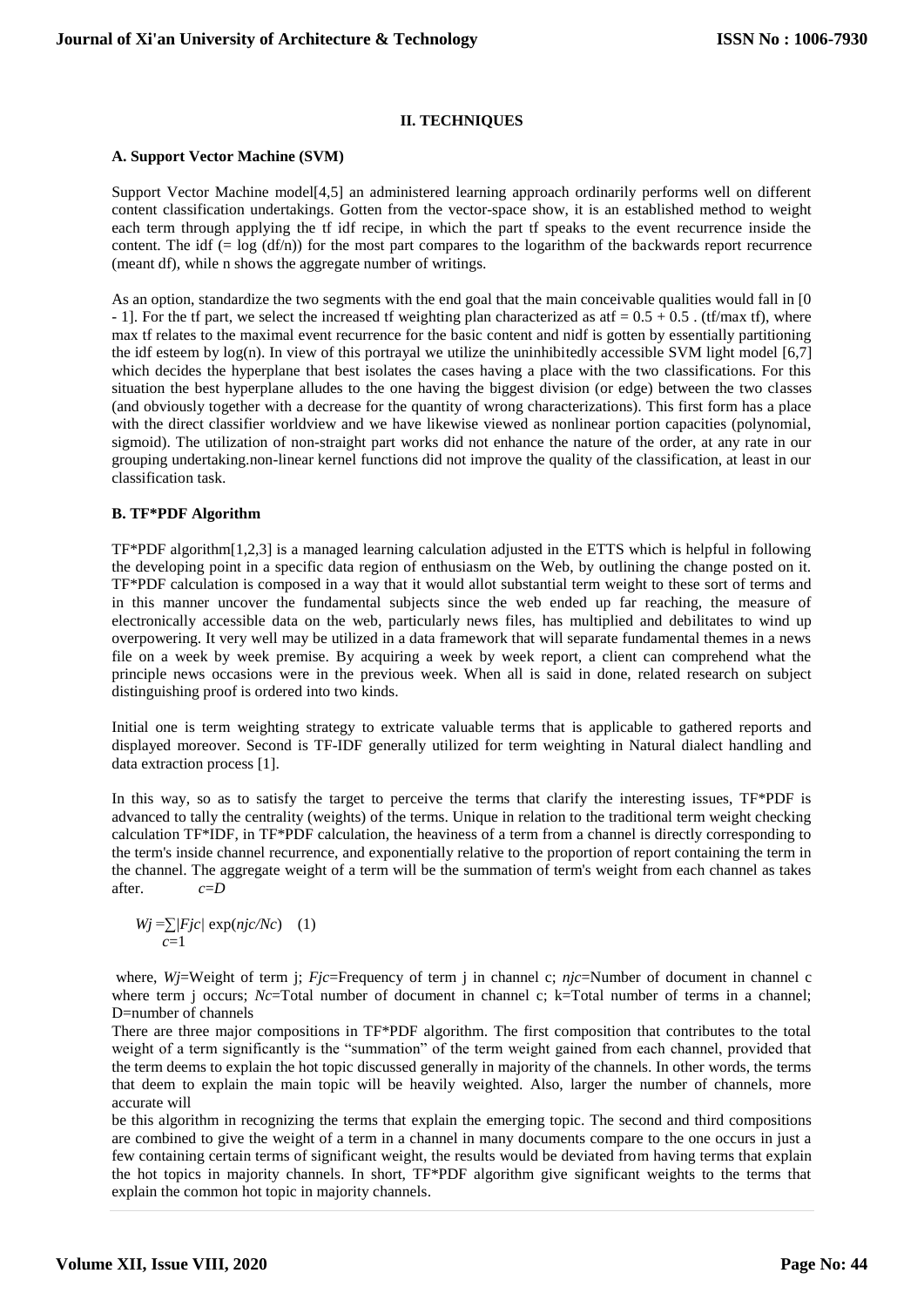## II. TECHNIQUES

### A. Support Vector Machine (SVM)

Support Vector Machine model[4,5] an administered learning approach ordinarily performs well on different content classification undertakings. Gotten from the vector-space show, it is an established method to weight each term through applying the tf idf recipe, in which the part tf speaks to the event recurrence inside the content. The idf (= log (df/n)) for the most part compares to the logarithm of the backwards report recurrence (meant df), while n shows the aggregate number of writings.

As an option, standardize the two segments with the end goal that the main conceivable qualities would fall in [0 - 1]. For the tf part, we select the increased tf weighting plan characterized as atf = 0.5 + 0.5 . (tf/max tf), where max tf relates to the maximal event recurrence for the basic content and nidf is gotten by essentially partitioning the idf esteem by log(n). In view of this portrayal we utilize the uninhibitedly accessible SVM light model [6,7] which decides the hyperplane that best isolates the cases having a place with the two classifications. For this situation the best hyperplane alludes to the one having the biggest division (or edge) between the two classes (and obviously together with a decrease for the quantity of wrong characterizations). This first form has a place with the direct classifier worldview and we have likewise viewed as nonlinear portion capacities (polynomial, sigmoid). The utilization of non-straight part works did not enhance the nature of the order, at any rate in our grouping undertaking.non-linear kernel functions did not improve the quality of the classification, at least in our classification task.

### B. TF*PDF Algorithm

TF*PDF algorithm[1,2,3] is a managed learning calculation adjusted in the ETTS which is helpful in following the developing point in a specific data region of enthusiasm on the Web, by outlining the change posted on it. TF*PDF calculation is composed in a way that it would allot substantial term weight to these sort of terms and in this manner uncover the fundamental subjects since the web ended up far reaching, the measure of electronically accessible data on the web, particularly news files, has multiplied and debilitates to wind up overpowering. It very well may be utilized in a data framework that will separate fundamental themes in a news file on a week by week premise. By acquiring a week by week report, a client can comprehend what the principle news occasions were in the previous week. When all is said in done, related research on subject distinguishing proof is ordered into two kinds.

Initial one is term weighting strategy to extricate valuable terms that is applicable to gathered reports and displayed moreover. Second is TF-IDF generally utilized for term weighting in Natural dialect handling and data extraction process [1].

In this way, so as to satisfy the target to perceive the terms that clarify the interesting issues, TF*PDF is advanced to tally the centrality (weights) of the terms. Unique in relation to the traditional term weight checking calculation TF*IDF, in TF*PDF calculation, the heaviness of a term from a channel is directly corresponding to the term's inside channel recurrence, and exponentially relative to the proportion of report containing the term in the channel. The aggregate weight of a term will be the summation of term's weight from each channel as takes after.

$$W_j = \sum_{c=1}^{c=D} |F_{jc}| \exp(n_{jc}/N_c) \quad (1)$$

where, $W_j$=Weight of term j; $F_{jc}$=Frequency of term j in channel c; $n_{jc}$=Number of document in channel c where term j occurs; $N_c$=Total number of document in channel c; k=Total number of terms in a channel; D=number of channels

There are three major compositions in TF*PDF algorithm. The first composition that contributes to the total weight of a term significantly is the "summation" of the term weight gained from each channel, provided that the term deems to explain the hot topic discussed generally in majority of the channels. In other words, the terms that deem to explain the main topic will be heavily weighted. Also, larger the number of channels, more accurate will be this algorithm in recognizing the terms that explain the emerging topic. The second and third compositions are combined to give the weight of a term in a channel in many documents compare to the one occurs in just a few containing certain terms of significant weight, the results would be deviated from having terms that explain the hot topics in majority channels. In short, TF*PDF algorithm give significant weights to the terms that explain the common hot topic in majority channels.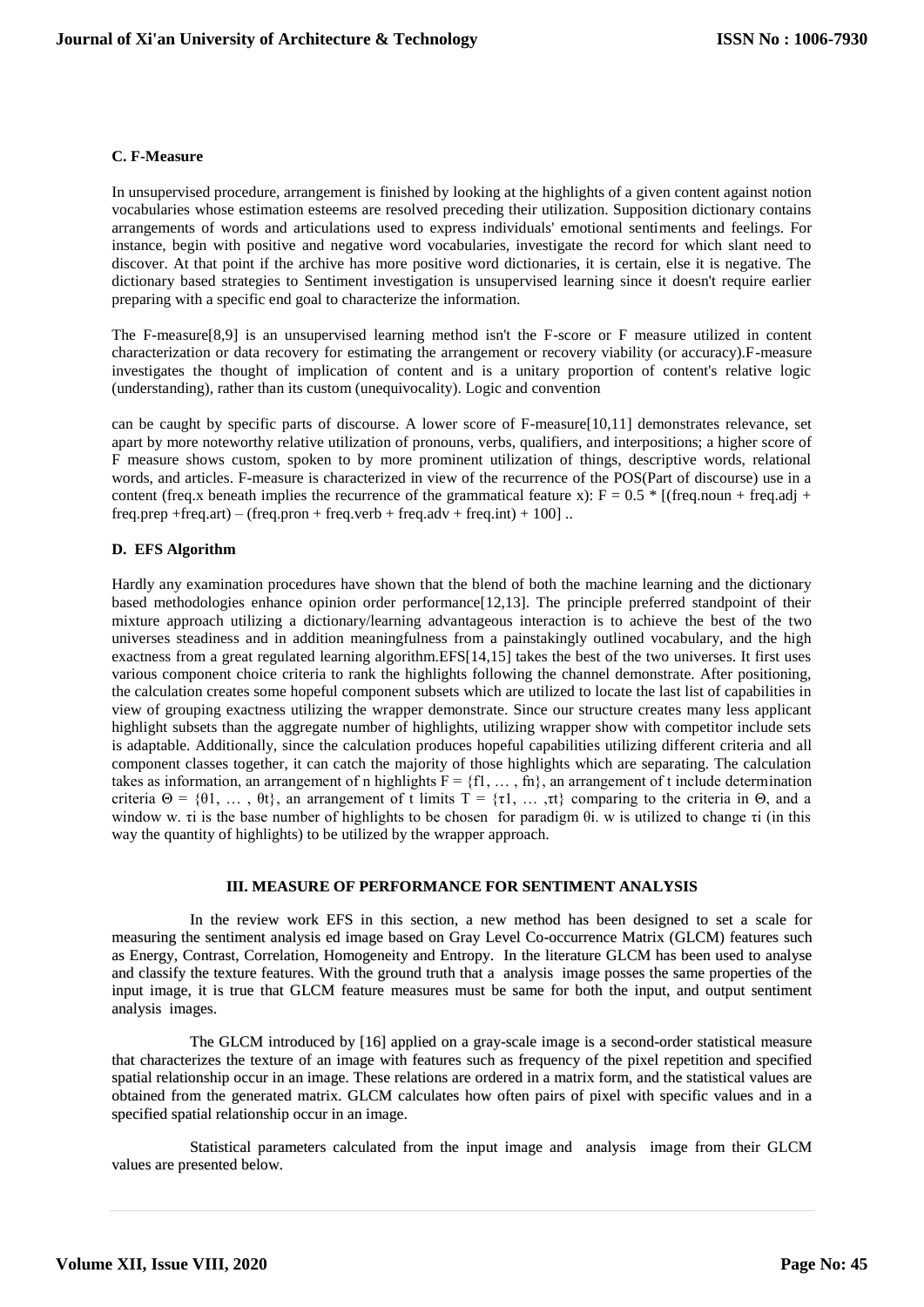### C. F-Measure

In unsupervised procedure, arrangement is finished by looking at the highlights of a given content against notion vocabularies whose estimation esteems are resolved preceding their utilization. Supposition dictionary contains arrangements of words and articulations used to express individuals' emotional sentiments and feelings. For instance, begin with positive and negative word vocabularies, investigate the record for which slant need to discover. At that point if the archive has more positive word dictionaries, it is certain, else it is negative. The dictionary based strategies to Sentiment investigation is unsupervised learning since it doesn't require earlier preparing with a specific end goal to characterize the information.

The F-measure[8,9] is an unsupervised learning method isn't the F-score or F measure utilized in content characterization or data recovery for estimating the arrangement or recovery viability (or accuracy).F-measure investigates the thought of implication of content and is a unitary proportion of content's relative logic (understanding), rather than its custom (unequivocality). Logic and convention

can be caught by specific parts of discourse. A lower score of F-measure[10,11] demonstrates relevance, set apart by more noteworthy relative utilization of pronouns, verbs, qualifiers, and interpositions; a higher score of F measure shows custom, spoken to by more prominent utilization of things, descriptive words, relational words, and articles. F-measure is characterized in view of the recurrence of the POS(Part of discourse) use in a content (freq.x beneath implies the recurrence of the grammatical feature x): $F = 0.5 * [(freq.noun + freq.adj + freq.prep + freq.art) – (freq.pron + freq.verb + freq.adv + freq.int) + 100]$ ..

### D. EFS Algorithm

Hardly any examination procedures have shown that the blend of both the machine learning and the dictionary based methodologies enhance opinion order performance[12,13]. The principle preferred standpoint of their mixture approach utilizing a dictionary/learning advantageous interaction is to achieve the best of the two universes steadiness and in addition meaningfulness from a painstakingly outlined vocabulary, and the high exactness from a great regulated learning algorithm.EFS[14,15] takes the best of the two universes. It first uses various component choice criteria to rank the highlights following the channel demonstrate. After positioning, the calculation creates some hopeful component subsets which are utilized to locate the last list of capabilities in view of grouping exactness utilizing the wrapper demonstrate. Since our structure creates many less applicant highlight subsets than the aggregate number of highlights, utilizing wrapper show with competitor include sets is adaptable. Additionally, since the calculation produces hopeful capabilities utilizing different criteria and all component classes together, it can catch the majority of those highlights which are separating. The calculation takes as information, an arrangement of n highlights $F = \{f1, \dots , fn\}$, an arrangement of t include determination criteria $\Theta = \{\theta1, \dots , \theta t\}$, an arrangement of t limits $T = \{\tau1, \dots ,\tau t\}$ comparing to the criteria in $\Theta$, and a window w. $\tau i$ is the base number of highlights to be chosen for paradigm $\theta i$. w is utilized to change $\tau i$ (in this way the quantity of highlights) to be utilized by the wrapper approach.

## III. MEASURE OF PERFORMANCE FOR SENTIMENT ANALYSIS

In the review work EFS in this section, a new method has been designed to set a scale for measuring the sentiment analysis ed image based on Gray Level Co-occurrence Matrix (GLCM) features such as Energy, Contrast, Correlation, Homogeneity and Entropy. In the literature GLCM has been used to analyse and classify the texture features. With the ground truth that a analysis image posses the same properties of the input image, it is true that GLCM feature measures must be same for both the input, and output sentiment analysis images.

The GLCM introduced by [16] applied on a gray-scale image is a second-order statistical measure that characterizes the texture of an image with features such as frequency of the pixel repetition and specified spatial relationship occur in an image. These relations are ordered in a matrix form, and the statistical values are obtained from the generated matrix. GLCM calculates how often pairs of pixel with specific values and in a specified spatial relationship occur in an image.

Statistical parameters calculated from the input image and analysis image from their GLCM values are presented below.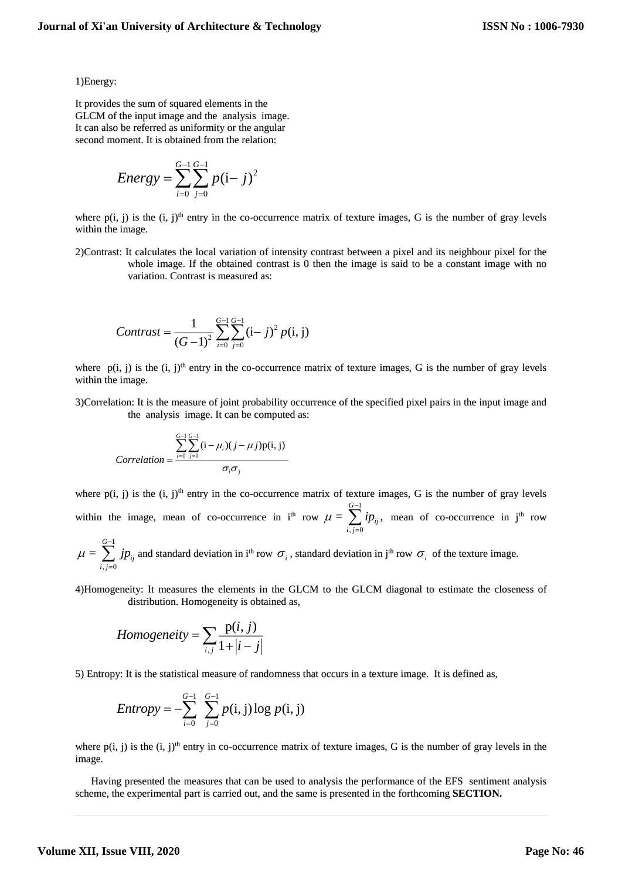1)Energy:

It provides the sum of squared elements in the GLCM of the input image and the analysis image. It can also be referred as uniformity or the angular second moment. It is obtained from the relation:

$$Energy = \sum_{i=0}^{G-1}\sum_{j=0}^{G-1} p(\text{i}- j)^2$$

where p(i, j) is the (i, j)[th] entry in the co-occurrence matrix of texture images, G is the number of gray levels within the image.

2)Contrast: It calculates the local variation of intensity contrast between a pixel and its neighbour pixel for the whole image. If the obtained contrast is 0 then the image is said to be a constant image with no variation. Contrast is measured as:

$$Contrast = \frac{1}{(G-1)^2}\sum_{i=0}^{G-1}\sum_{j=0}^{G-1} (\text{i}- j)^2 \, p(\text{i, j})$$

where p(i, j) is the (i, j)[th] entry in the co-occurrence matrix of texture images, G is the number of gray levels within the image.

3)Correlation: It is the measure of joint probability occurrence of the specified pixel pairs in the input image and the analysis image. It can be computed as:

$$Correlation = \frac{\sum_{i=0}^{G-1}\sum_{j=0}^{G-1} (\text{i} - \mu_i)(j - \mu j)\text{p(i, j)}}{\sigma_i \sigma_j}$$

where p(i, j) is the (i, j)[th] entry in the co-occurrence matrix of texture images, G is the number of gray levels within the image, mean of co-occurrence in i[th] row $\mu = \sum_{i,j=0}^{G-1} ip_{ij}$, mean of co-occurrence in j[th] row $\mu = \sum_{i,j=0}^{G-1} jp_{ij}$ and standard deviation in i[th] row $\sigma_i$, standard deviation in j[th] row $\sigma_i$ of the texture image.

4)Homogeneity: It measures the elements in the GLCM to the GLCM diagonal to estimate the closeness of distribution. Homogeneity is obtained as,

$$Homogeneity = \sum_{i,j} \frac{\text{p}(i,j)}{1+|i-j|}$$

5) Entropy: It is the statistical measure of randomness that occurs in a texture image. It is defined as,

$$Entropy = -\sum_{i=0}^{G-1}\sum_{j=0}^{G-1} p(\text{i, j}) \log p(\text{i, j})$$

where p(i, j) is the (i, j)[th] entry in co-occurrence matrix of texture images, G is the number of gray levels in the image.

Having presented the measures that can be used to analysis the performance of the EFS sentiment analysis scheme, the experimental part is carried out, and the same is presented in the forthcoming **SECTION.**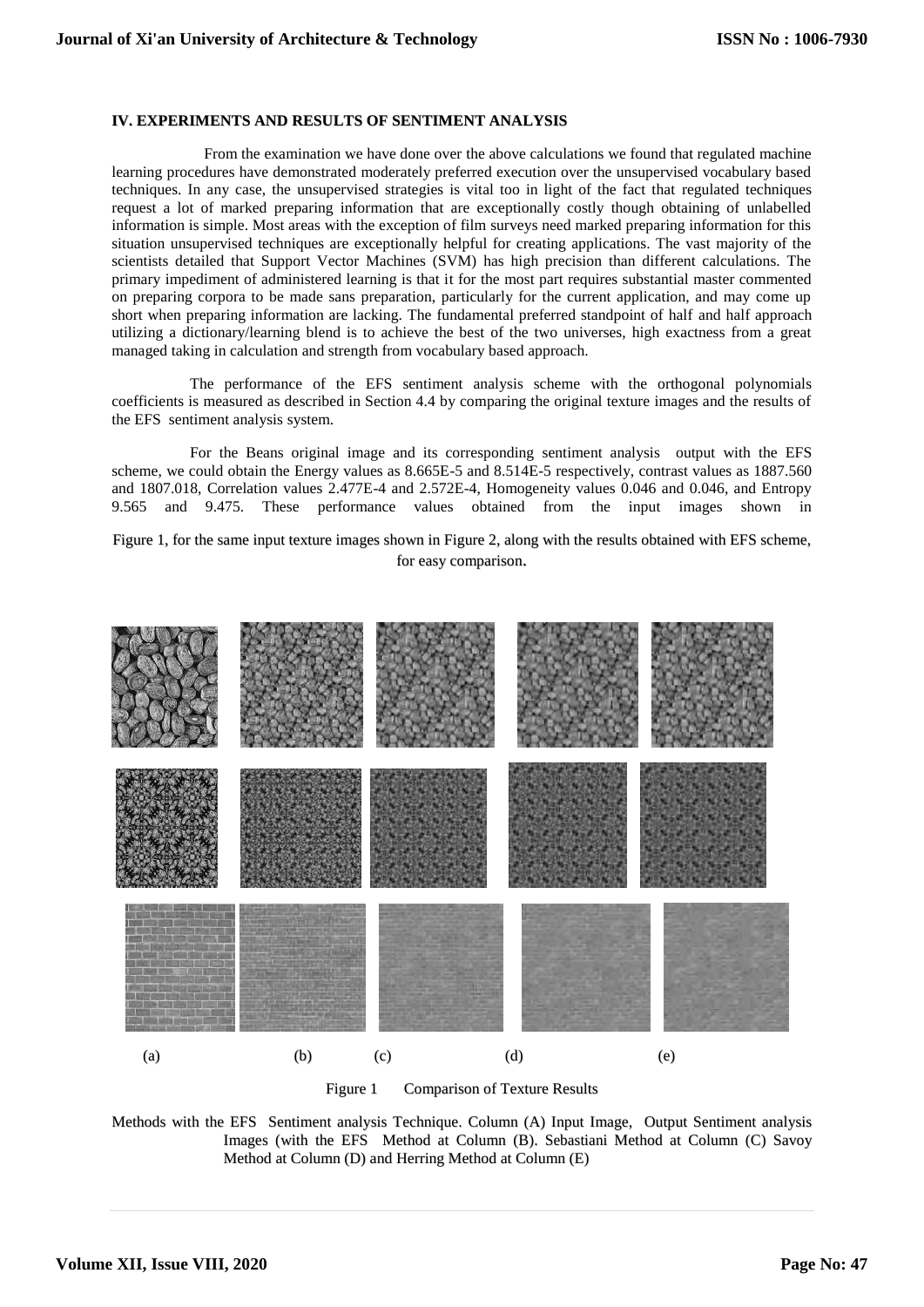## IV. EXPERIMENTS AND RESULTS OF SENTIMENT ANALYSIS

From the examination we have done over the above calculations we found that regulated machine learning procedures have demonstrated moderately preferred execution over the unsupervised vocabulary based techniques. In any case, the unsupervised strategies is vital too in light of the fact that regulated techniques request a lot of marked preparing information that are exceptionally costly though obtaining of unlabelled information is simple. Most areas with the exception of film surveys need marked preparing information for this situation unsupervised techniques are exceptionally helpful for creating applications. The vast majority of the scientists detailed that Support Vector Machines (SVM) has high precision than different calculations. The primary impediment of administered learning is that it for the most part requires substantial master commented on preparing corpora to be made sans preparation, particularly for the current application, and may come up short when preparing information are lacking. The fundamental preferred standpoint of half and half approach utilizing a dictionary/learning blend is to achieve the best of the two universes, high exactness from a great managed taking in calculation and strength from vocabulary based approach.

The performance of the EFS sentiment analysis scheme with the orthogonal polynomials coefficients is measured as described in Section 4.4 by comparing the original texture images and the results of the EFS sentiment analysis system.

For the Beans original image and its corresponding sentiment analysis output with the EFS scheme, we could obtain the Energy values as 8.665E-5 and 8.514E-5 respectively, contrast values as 1887.560 and 1807.018, Correlation values 2.477E-4 and 2.572E-4, Homogeneity values 0.046 and 0.046, and Entropy 9.565 and 9.475. These performance values obtained from the input images shown in

Figure 1, for the same input texture images shown in Figure 2, along with the results obtained with EFS scheme, for easy comparison.

(a) (b) (c) (d) (e)

Figure 1 Comparison of Texture Results

Methods with the EFS Sentiment analysis Technique. Column (A) Input Image, Output Sentiment analysis Images (with the EFS Method at Column (B). Sebastiani Method at Column (C) Savoy Method at Column (D) and Herring Method at Column (E)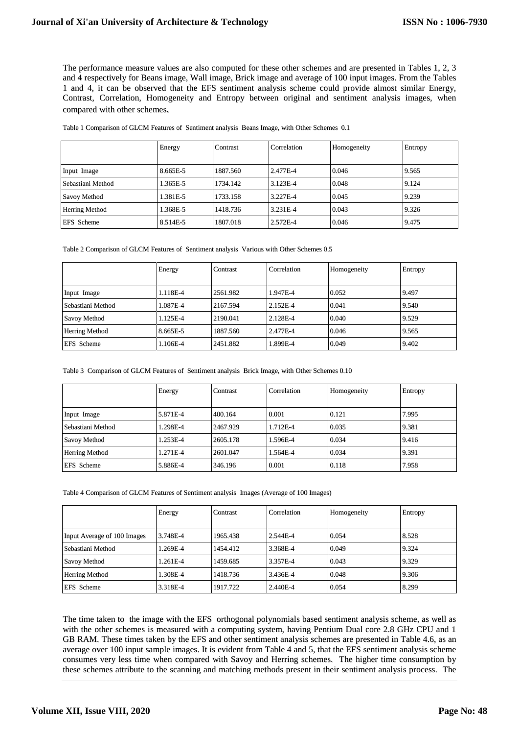The performance measure values are also computed for these other schemes and are presented in Tables 1, 2, 3 and 4 respectively for Beans image, Wall image, Brick image and average of 100 input images. From the Tables 1 and 4, it can be observed that the EFS sentiment analysis scheme could provide almost similar Energy, Contrast, Correlation, Homogeneity and Entropy between original and sentiment analysis images, when compared with other schemes.

Table 1 Comparison of GLCM Features of Sentiment analysis Beans Image, with Other Schemes 0.1

| | Energy | Contrast | Correlation | Homogeneity | Entropy |
|---|---|---|---|---|---|
| Input Image | 8.665E-5 | 1887.560 | 2.477E-4 | 0.046 | 9.565 |
| Sebastiani Method | 1.365E-5 | 1734.142 | 3.123E-4 | 0.048 | 9.124 |
| Savoy Method | 1.381E-5 | 1733.158 | 3.227E-4 | 0.045 | 9.239 |
| Herring Method | 1.368E-5 | 1418.736 | 3.231E-4 | 0.043 | 9.326 |
| EFS Scheme | 8.514E-5 | 1807.018 | 2.572E-4 | 0.046 | 9.475 |

Table 2 Comparison of GLCM Features of Sentiment analysis Various with Other Schemes 0.5

| | Energy | Contrast | Correlation | Homogeneity | Entropy |
|---|---|---|---|---|---|
| Input Image | 1.118E-4 | 2561.982 | 1.947E-4 | 0.052 | 9.497 |
| Sebastiani Method | 1.087E-4 | 2167.594 | 2.152E-4 | 0.041 | 9.540 |
| Savoy Method | 1.125E-4 | 2190.041 | 2.128E-4 | 0.040 | 9.529 |
| Herring Method | 8.665E-5 | 1887.560 | 2.477E-4 | 0.046 | 9.565 |
| EFS Scheme | 1.106E-4 | 2451.882 | 1.899E-4 | 0.049 | 9.402 |

Table 3 Comparison of GLCM Features of Sentiment analysis Brick Image, with Other Schemes 0.10

| | Energy | Contrast | Correlation | Homogeneity | Entropy |
|---|---|---|---|---|---|
| Input Image | 5.871E-4 | 400.164 | 0.001 | 0.121 | 7.995 |
| Sebastiani Method | 1.298E-4 | 2467.929 | 1.712E-4 | 0.035 | 9.381 |
| Savoy Method | 1.253E-4 | 2605.178 | 1.596E-4 | 0.034 | 9.416 |
| Herring Method | 1.271E-4 | 2601.047 | 1.564E-4 | 0.034 | 9.391 |
| EFS Scheme | 5.886E-4 | 346.196 | 0.001 | 0.118 | 7.958 |

Table 4 Comparison of GLCM Features of Sentiment analysis Images (Average of 100 Images)

| | Energy | Contrast | Correlation | Homogeneity | Entropy |
|---|---|---|---|---|---|
| Input Average of 100 Images | 3.748E-4 | 1965.438 | 2.544E-4 | 0.054 | 8.528 |
| Sebastiani Method | 1.269E-4 | 1454.412 | 3.368E-4 | 0.049 | 9.324 |
| Savoy Method | 1.261E-4 | 1459.685 | 3.357E-4 | 0.043 | 9.329 |
| Herring Method | 1.308E-4 | 1418.736 | 3.436E-4 | 0.048 | 9.306 |
| EFS Scheme | 3.318E-4 | 1917.722 | 2.440E-4 | 0.054 | 8.299 |

The time taken to the image with the EFS orthogonal polynomials based sentiment analysis scheme, as well as with the other schemes is measured with a computing system, having Pentium Dual core 2.8 GHz CPU and 1 GB RAM. These times taken by the EFS and other sentiment analysis schemes are presented in Table 4.6, as an average over 100 input sample images. It is evident from Table 4 and 5, that the EFS sentiment analysis scheme consumes very less time when compared with Savoy and Herring schemes. The higher time consumption by these schemes attribute to the scanning and matching methods present in their sentiment analysis process. The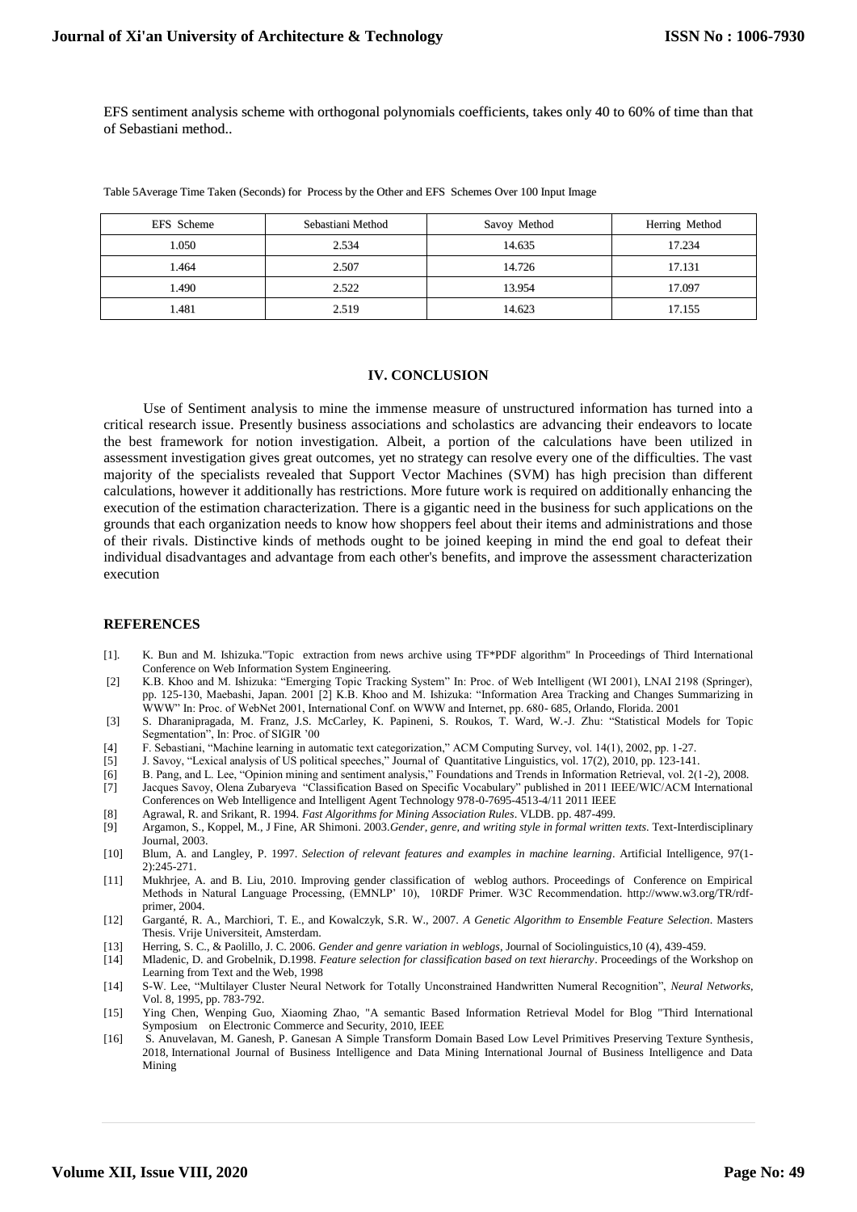EFS sentiment analysis scheme with orthogonal polynomials coefficients, takes only 40 to 60% of time than that of Sebastiani method..

Table 5Average Time Taken (Seconds) for Process by the Other and EFS Schemes Over 100 Input Image

| EFS Scheme | Sebastiani Method | Savoy Method | Herring Method |
|---|---|---|---|
| 1.050 | 2.534 | 14.635 | 17.234 |
| 1.464 | 2.507 | 14.726 | 17.131 |
| 1.490 | 2.522 | 13.954 | 17.097 |
| 1.481 | 2.519 | 14.623 | 17.155 |

## IV. CONCLUSION

Use of Sentiment analysis to mine the immense measure of unstructured information has turned into a critical research issue. Presently business associations and scholastics are advancing their endeavors to locate the best framework for notion investigation. Albeit, a portion of the calculations have been utilized in assessment investigation gives great outcomes, yet no strategy can resolve every one of the difficulties. The vast majority of the specialists revealed that Support Vector Machines (SVM) has high precision than different calculations, however it additionally has restrictions. More future work is required on additionally enhancing the execution of the estimation characterization. There is a gigantic need in the business for such applications on the grounds that each organization needs to know how shoppers feel about their items and administrations and those of their rivals. Distinctive kinds of methods ought to be joined keeping in mind the end goal to defeat their individual disadvantages and advantage from each other's benefits, and improve the assessment characterization execution

## REFERENCES

[1]. K. Bun and M. Ishizuka."Topic extraction from news archive using TF*PDF algorithm" In Proceedings of Third International Conference on Web Information System Engineering.

[2] K.B. Khoo and M. Ishizuka: "Emerging Topic Tracking System" In: Proc. of Web Intelligent (WI 2001), LNAI 2198 (Springer), pp. 125-130, Maebashi, Japan. 2001 [2] K.B. Khoo and M. Ishizuka: "Information Area Tracking and Changes Summarizing in WWW" In: Proc. of WebNet 2001, International Conf. on WWW and Internet, pp. 680- 685, Orlando, Florida. 2001

[3] S. Dharanipragada, M. Franz, J.S. McCarley, K. Papineni, S. Roukos, T. Ward, W.-J. Zhu: "Statistical Models for Topic Segmentation", In: Proc. of SIGIR '00

[4] F. Sebastiani, "Machine learning in automatic text categorization," ACM Computing Survey, vol. 14(1), 2002, pp. 1-27.

[5] J. Savoy, "Lexical analysis of US political speeches," Journal of Quantitative Linguistics, vol. 17(2), 2010, pp. 123-141.

[6] B. Pang, and L. Lee, "Opinion mining and sentiment analysis," Foundations and Trends in Information Retrieval, vol. 2(1-2), 2008.

[7] Jacques Savoy, Olena Zubaryeva "Classification Based on Specific Vocabulary" published in 2011 IEEE/WIC/ACM International Conferences on Web Intelligence and Intelligent Agent Technology 978-0-7695-4513-4/11 2011 IEEE

[8] Agrawal, R. and Srikant, R. 1994. *Fast Algorithms for Mining Association Rules*. VLDB. pp. 487-499.

[9] Argamon, S., Koppel, M., J Fine, AR Shimoni. 2003.*Gender, genre, and writing style in formal written texts*. Text-Interdisciplinary Journal, 2003.

[10] Blum, A. and Langley, P. 1997. *Selection of relevant features and examples in machine learning*. Artificial Intelligence, 97(1-2):245-271.

[11] Mukhrjee, A. and B. Liu, 2010. Improving gender classification of weblog authors. Proceedings of Conference on Empirical Methods in Natural Language Processing, (EMNLP' 10), 10RDF Primer. W3C Recommendation. http://www.w3.org/TR/rdf-primer, 2004.

[12] Garganté, R. A., Marchiori, T. E., and Kowalczyk, S.R. W., 2007. *A Genetic Algorithm to Ensemble Feature Selection*. Masters Thesis. Vrije Universiteit, Amsterdam.

[13] Herring, S. C., & Paolillo, J. C. 2006. *Gender and genre variation in weblogs*, Journal of Sociolinguistics,10 (4), 439-459.

[14] Mladenic, D. and Grobelnik, D.1998. *Feature selection for classification based on text hierarchy*. Proceedings of the Workshop on Learning from Text and the Web, 1998

[14] S-W. Lee, "Multilayer Cluster Neural Network for Totally Unconstrained Handwritten Numeral Recognition", *Neural Networks*, Vol. 8, 1995, pp. 783-792.

[15] Ying Chen, Wenping Guo, Xiaoming Zhao, "A semantic Based Information Retrieval Model for Blog "Third International Symposium on Electronic Commerce and Security, 2010, IEEE

[16] S. Anuvelavan, M. Ganesh, P. Ganesan A Simple Transform Domain Based Low Level Primitives Preserving Texture Synthesis, 2018, International Journal of Business Intelligence and Data Mining International Journal of Business Intelligence and Data Mining